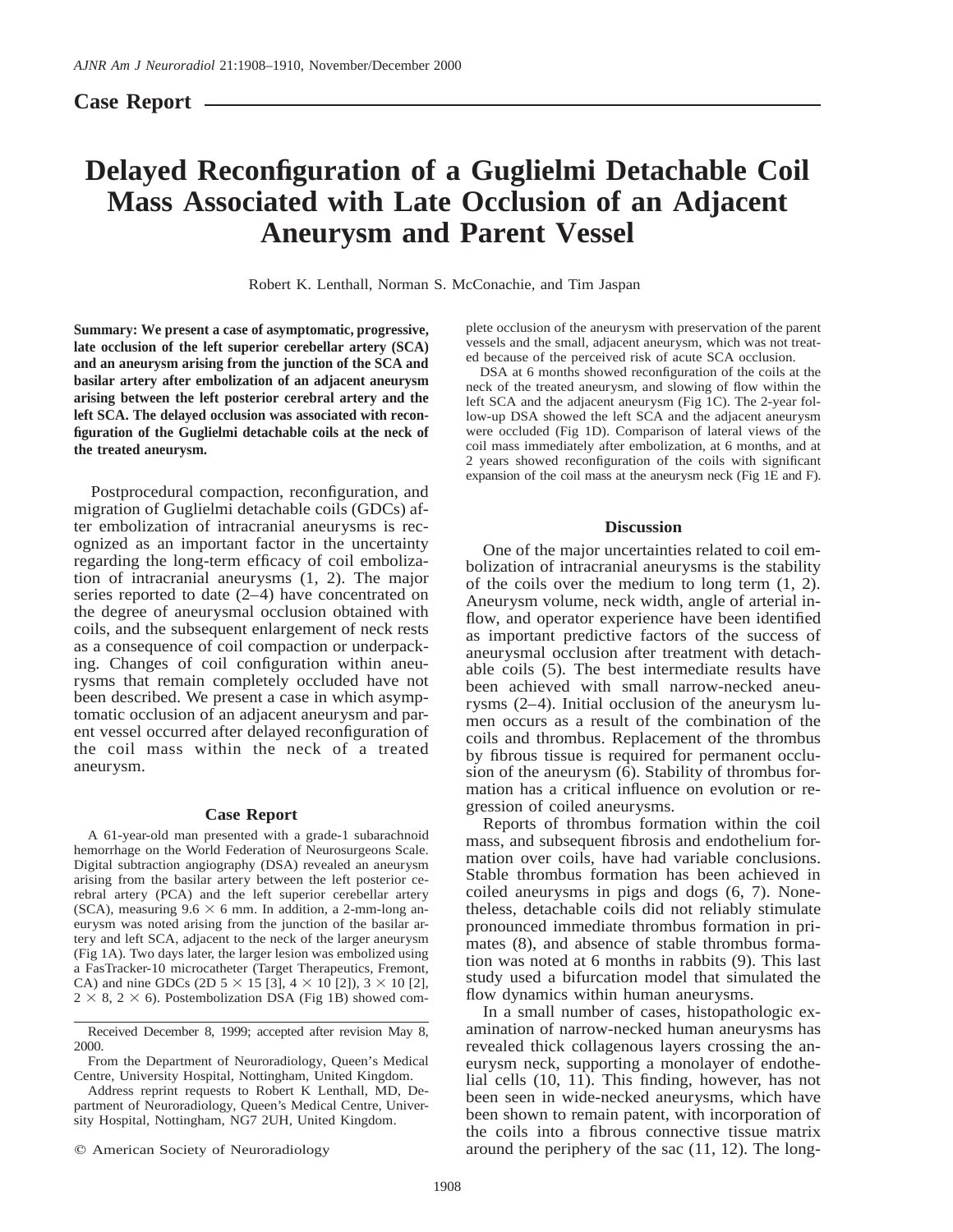Case Report

# Delayed Reconfiguration of a Guglielmi Detachable Coil Mass Associated with Late Occlusion of an Adjacent Aneurysm and Parent Vessel

Robert K. Lenthall, Norman S. McConachie, and Tim Jaspan

**Summary: We present a case of asymptomatic, progressive, late occlusion of the left superior cerebellar artery (SCA) and an aneurysm arising from the junction of the SCA and basilar artery after embolization of an adjacent aneurysm arising between the left posterior cerebral artery and the left SCA. The delayed occlusion was associated with reconfiguration of the Guglielmi detachable coils at the neck of the treated aneurysm.**

Postprocedural compaction, reconfiguration, and migration of Guglielmi detachable coils (GDCs) after embolization of intracranial aneurysms is recognized as an important factor in the uncertainty regarding the long-term efficacy of coil embolization of intracranial aneurysms (1, 2). The major series reported to date (2–4) have concentrated on the degree of aneurysmal occlusion obtained with coils, and the subsequent enlargement of neck rests as a consequence of coil compaction or underpacking. Changes of coil configuration within aneurysms that remain completely occluded have not been described. We present a case in which asymptomatic occlusion of an adjacent aneurysm and parent vessel occurred after delayed reconfiguration of the coil mass within the neck of a treated aneurysm.

## Case Report

A 61-year-old man presented with a grade-1 subarachnoid hemorrhage on the World Federation of Neurosurgeons Scale. Digital subtraction angiography (DSA) revealed an aneurysm arising from the basilar artery between the left posterior cerebral artery (PCA) and the left superior cerebellar artery (SCA), measuring 9.6 × 6 mm. In addition, a 2-mm-long aneurysm was noted arising from the junction of the basilar artery and left SCA, adjacent to the neck of the larger aneurysm (Fig 1A). Two days later, the larger lesion was embolized using a FasTracker-10 microcatheter (Target Therapeutics, Fremont, CA) and nine GDCs (2D 5 × 15 [3], 4 × 10 [2]), 3 × 10 [2], 2 × 8, 2 × 6). Postembolization DSA (Fig 1B) showed complete occlusion of the aneurysm with preservation of the parent vessels and the small, adjacent aneurysm, which was not treated because of the perceived risk of acute SCA occlusion.

DSA at 6 months showed reconfiguration of the coils at the neck of the treated aneurysm, and slowing of flow within the left SCA and the adjacent aneurysm (Fig 1C). The 2-year follow-up DSA showed the left SCA and the adjacent aneurysm were occluded (Fig 1D). Comparison of lateral views of the coil mass immediately after embolization, at 6 months, and at 2 years showed reconfiguration of the coils with significant expansion of the coil mass at the aneurysm neck (Fig 1E and F).

Received December 8, 1999; accepted after revision May 8, 2000.

From the Department of Neuroradiology, Queen's Medical Centre, University Hospital, Nottingham, United Kingdom.

Address reprint requests to Robert K Lenthall, MD, Department of Neuroradiology, Queen's Medical Centre, University Hospital, Nottingham, NG7 2UH, United Kingdom.

© American Society of Neuroradiology

## Discussion

One of the major uncertainties related to coil embolization of intracranial aneurysms is the stability of the coils over the medium to long term (1, 2). Aneurysm volume, neck width, angle of arterial inflow, and operator experience have been identified as important predictive factors of the success of aneurysmal occlusion after treatment with detachable coils (5). The best intermediate results have been achieved with small narrow-necked aneurysms (2–4). Initial occlusion of the aneurysm lumen occurs as a result of the combination of the coils and thrombus. Replacement of the thrombus by fibrous tissue is required for permanent occlusion of the aneurysm (6). Stability of thrombus formation has a critical influence on evolution or regression of coiled aneurysms.

Reports of thrombus formation within the coil mass, and subsequent fibrosis and endothelium formation over coils, have had variable conclusions. Stable thrombus formation has been achieved in coiled aneurysms in pigs and dogs (6, 7). Nonetheless, detachable coils did not reliably stimulate pronounced immediate thrombus formation in primates (8), and absence of stable thrombus formation was noted at 6 months in rabbits (9). This last study used a bifurcation model that simulated the flow dynamics within human aneurysms.

In a small number of cases, histopathologic examination of narrow-necked human aneurysms has revealed thick collagenous layers crossing the aneurysm neck, supporting a monolayer of endothelial cells (10, 11). This finding, however, has not been seen in wide-necked aneurysms, which have been shown to remain patent, with incorporation of the coils into a fibrous connective tissue matrix around the periphery of the sac (11, 12). The long-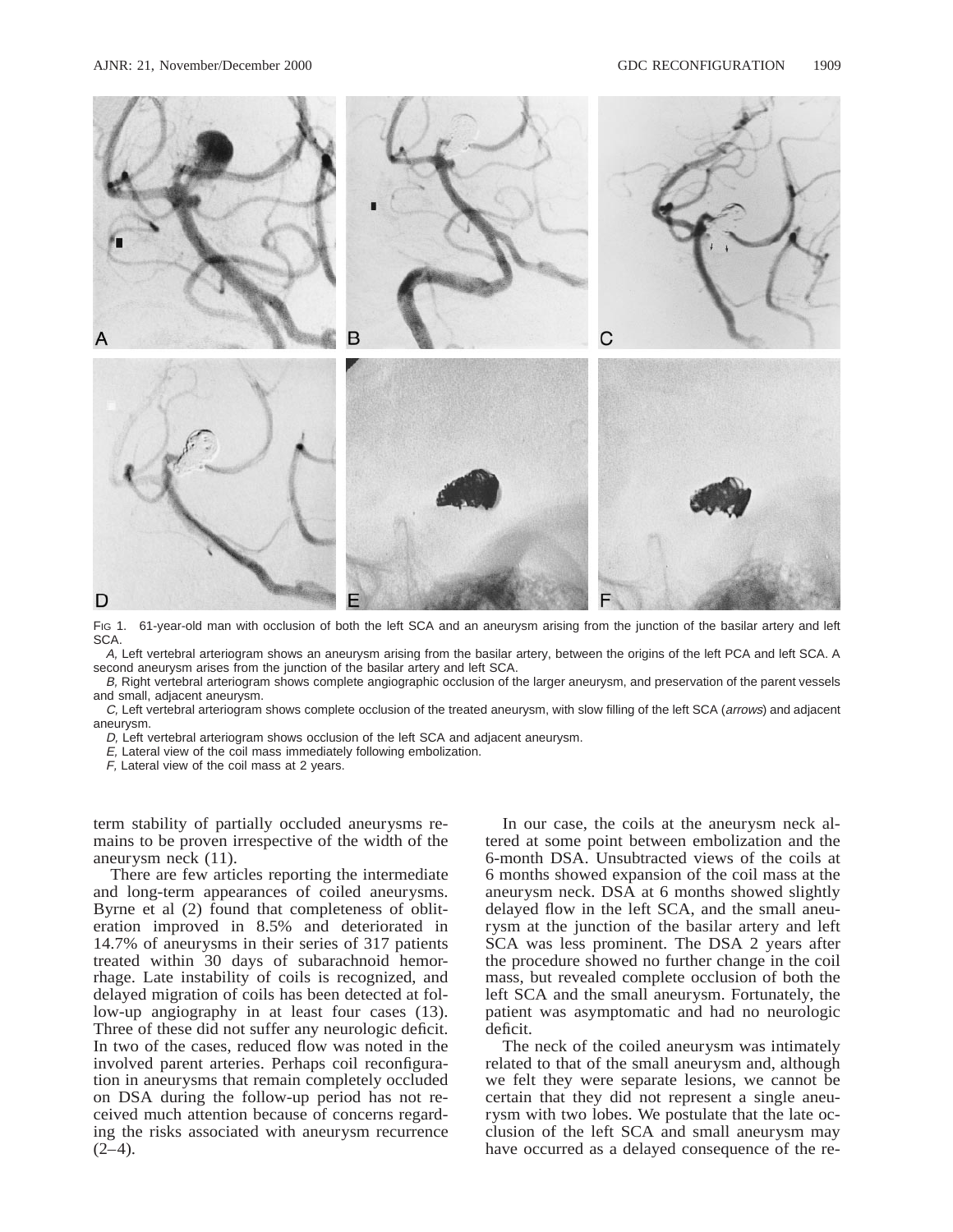Fig 1. 61-year-old man with occlusion of both the left SCA and an aneurysm arising from the junction of the basilar artery and left SCA.

*A,* Left vertebral arteriogram shows an aneurysm arising from the basilar artery, between the origins of the left PCA and left SCA. A second aneurysm arises from the junction of the basilar artery and left SCA.

*B,* Right vertebral arteriogram shows complete angiographic occlusion of the larger aneurysm, and preservation of the parent vessels and small, adjacent aneurysm.

*C,* Left vertebral arteriogram shows complete occlusion of the treated aneurysm, with slow filling of the left SCA (*arrows*) and adjacent aneurysm.

*D,* Left vertebral arteriogram shows occlusion of the left SCA and adjacent aneurysm.

*E,* Lateral view of the coil mass immediately following embolization.

*F,* Lateral view of the coil mass at 2 years.

term stability of partially occluded aneurysms remains to be proven irrespective of the width of the aneurysm neck (11).

There are few articles reporting the intermediate and long-term appearances of coiled aneurysms. Byrne et al (2) found that completeness of obliteration improved in 8.5% and deteriorated in 14.7% of aneurysms in their series of 317 patients treated within 30 days of subarachnoid hemorrhage. Late instability of coils is recognized, and delayed migration of coils has been detected at follow-up angiography in at least four cases (13). Three of these did not suffer any neurologic deficit. In two of the cases, reduced flow was noted in the involved parent arteries. Perhaps coil reconfiguration in aneurysms that remain completely occluded on DSA during the follow-up period has not received much attention because of concerns regarding the risks associated with aneurysm recurrence (2–4).

In our case, the coils at the aneurysm neck altered at some point between embolization and the 6-month DSA. Unsubtracted views of the coils at 6 months showed expansion of the coil mass at the aneurysm neck. DSA at 6 months showed slightly delayed flow in the left SCA, and the small aneurysm at the junction of the basilar artery and left SCA was less prominent. The DSA 2 years after the procedure showed no further change in the coil mass, but revealed complete occlusion of both the left SCA and the small aneurysm. Fortunately, the patient was asymptomatic and had no neurologic deficit.

The neck of the coiled aneurysm was intimately related to that of the small aneurysm and, although we felt they were separate lesions, we cannot be certain that they did not represent a single aneurysm with two lobes. We postulate that the late occlusion of the left SCA and small aneurysm may have occurred as a delayed consequence of the re-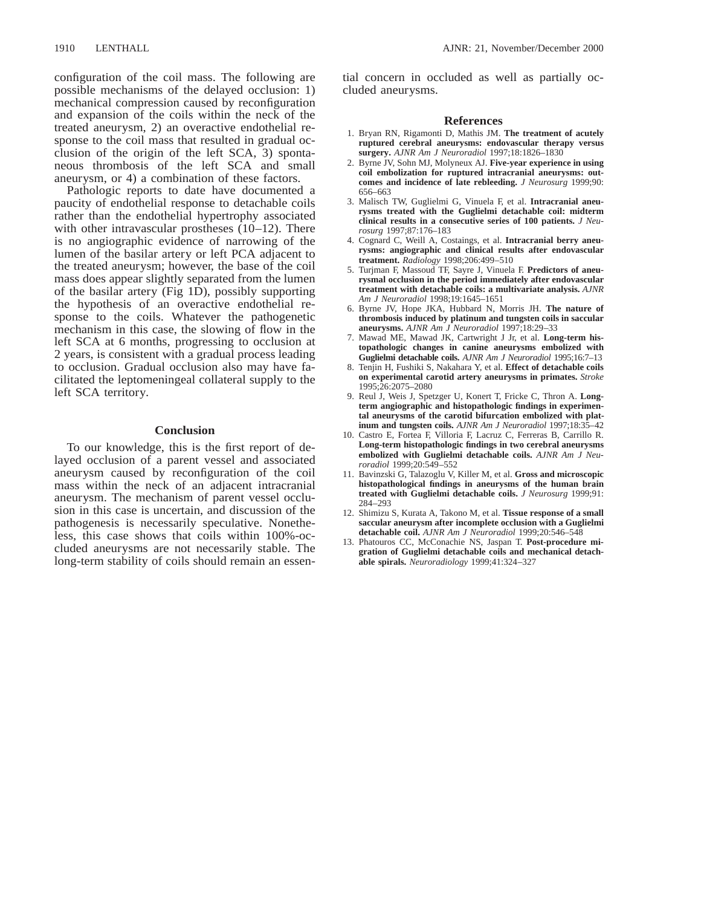configuration of the coil mass. The following are possible mechanisms of the delayed occlusion: 1) mechanical compression caused by reconfiguration and expansion of the coils within the neck of the treated aneurysm, 2) an overactive endothelial response to the coil mass that resulted in gradual occlusion of the origin of the left SCA, 3) spontaneous thrombosis of the left SCA and small aneurysm, or 4) a combination of these factors.

Pathologic reports to date have documented a paucity of endothelial response to detachable coils rather than the endothelial hypertrophy associated with other intravascular prostheses (10–12). There is no angiographic evidence of narrowing of the lumen of the basilar artery or left PCA adjacent to the treated aneurysm; however, the base of the coil mass does appear slightly separated from the lumen of the basilar artery (Fig 1D), possibly supporting the hypothesis of an overactive endothelial response to the coils. Whatever the pathogenetic mechanism in this case, the slowing of flow in the left SCA at 6 months, progressing to occlusion at 2 years, is consistent with a gradual process leading to occlusion. Gradual occlusion also may have facilitated the leptomeningeal collateral supply to the left SCA territory.

## Conclusion

To our knowledge, this is the first report of delayed occlusion of a parent vessel and associated aneurysm caused by reconfiguration of the coil mass within the neck of an adjacent intracranial aneurysm. The mechanism of parent vessel occlusion in this case is uncertain, and discussion of the pathogenesis is necessarily speculative. Nonetheless, this case shows that coils within 100%-occluded aneurysms are not necessarily stable. The long-term stability of coils should remain an essential concern in occluded as well as partially occluded aneurysms.

## References

1. Bryan RN, Rigamonti D, Mathis JM. **The treatment of acutely ruptured cerebral aneurysms: endovascular therapy versus surgery.** *AJNR Am J Neuroradiol* 1997;18:1826–1830
2. Byrne JV, Sohn MJ, Molyneux AJ. **Five-year experience in using coil embolization for ruptured intracranial aneurysms: outcomes and incidence of late rebleeding.** *J Neurosurg* 1999;90: 656–663
3. Malisch TW, Guglielmi G, Vinuela F, et al. **Intracranial aneurysms treated with the Guglielmi detachable coil: midterm clinical results in a consecutive series of 100 patients.** *J Neurosurg* 1997;87:176–183
4. Cognard C, Weill A, Costaings, et al. **Intracranial berry aneurysms: angiographic and clinical results after endovascular treatment.** *Radiology* 1998;206:499–510
5. Turjman F, Massoud TF, Sayre J, Vinuela F. **Predictors of aneurysmal occlusion in the period immediately after endovascular treatment with detachable coils: a multivariate analysis.** *AJNR Am J Neuroradiol* 1998;19:1645–1651
6. Byrne JV, Hope JKA, Hubbard N, Morris JH. **The nature of thrombosis induced by platinum and tungsten coils in saccular aneurysms.** *AJNR Am J Neuroradiol* 1997;18:29–33
7. Mawad ME, Mawad JK, Cartwright J Jr, et al. **Long-term histopathologic changes in canine aneurysms embolized with Guglielmi detachable coils.** *AJNR Am J Neuroradiol* 1995;16:7–13
8. Tenjin H, Fushiki S, Nakahara Y, et al. **Effect of detachable coils on experimental carotid artery aneurysms in primates.** *Stroke* 1995;26:2075–2080
9. Reul J, Weis J, Spetzger U, Konert T, Fricke C, Thron A. **Long-term angiographic and histopathologic findings in experimental aneurysms of the carotid bifurcation embolized with platinum and tungsten coils.** *AJNR Am J Neuroradiol* 1997;18:35–42
10. Castro E, Fortea F, Villoria F, Lacruz C, Ferreras B, Carrillo R. **Long-term histopathologic findings in two cerebral aneurysms embolized with Guglielmi detachable coils.** *AJNR Am J Neuroradiol* 1999;20:549–552
11. Bavinzski G, Talazoglu V, Killer M, et al. **Gross and microscopic histopathological findings in aneurysms of the human brain treated with Guglielmi detachable coils.** *J Neurosurg* 1999;91: 284–293
12. Shimizu S, Kurata A, Takono M, et al. **Tissue response of a small saccular aneurysm after incomplete occlusion with a Guglielmi detachable coil.** *AJNR Am J Neuroradiol* 1999;20:546–548
13. Phatouros CC, McConachie NS, Jaspan T. **Post-procedure migration of Guglielmi detachable coils and mechanical detachable spirals.** *Neuroradiology* 1999;41:324–327